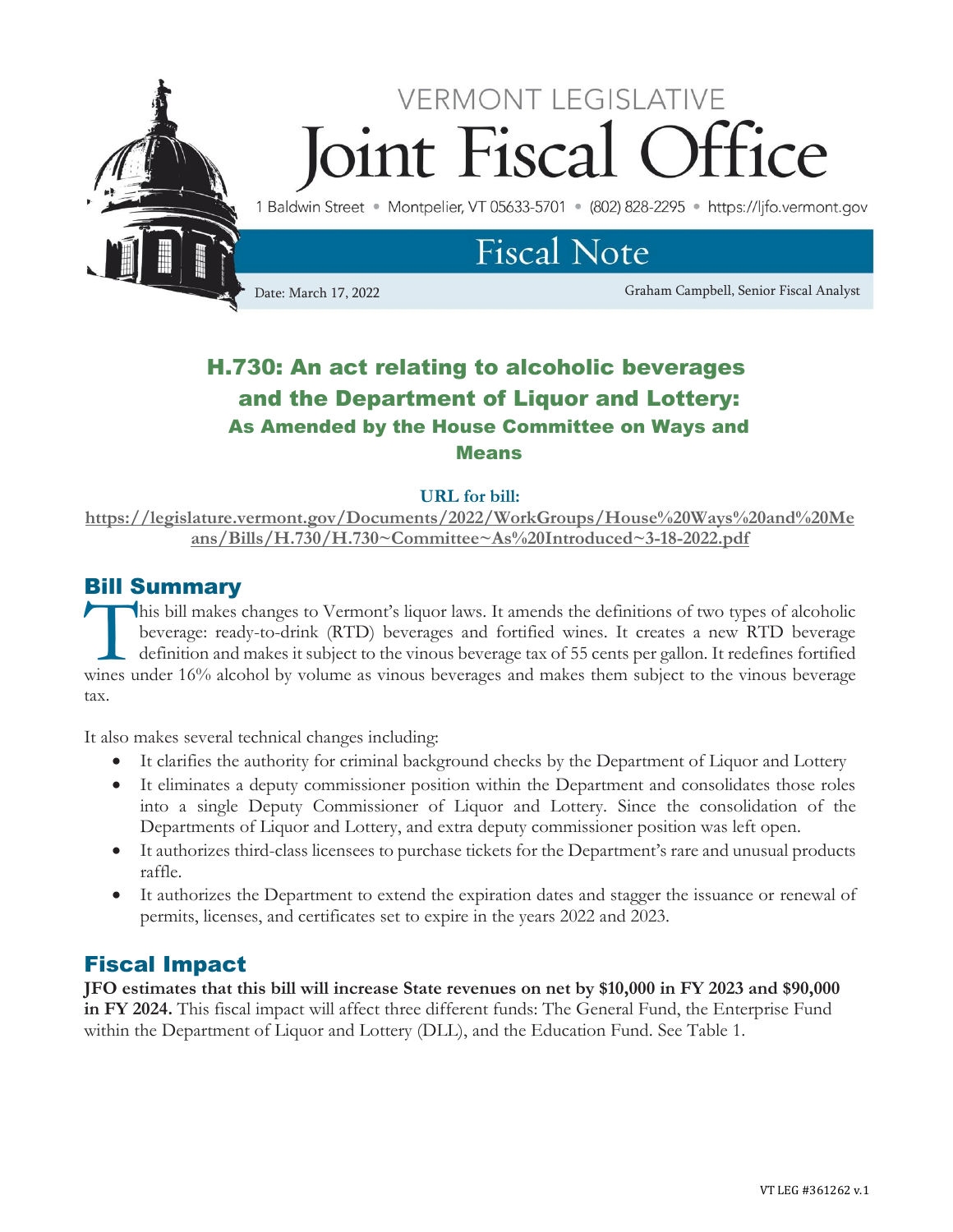# VERMONT LEGISLATIVE Joint Fiscal Office

1 Baldwin Street • Montpelier, VT 05633-5701 • (802) 828-2295 • https://ljfo.vermont.gov

## Fiscal Note

Date: March 17, 2022

Graham Campbell, Senior Fiscal Analyst

## H.730: An act relating to alcoholic beverages and the Department of Liquor and Lottery:

### As Amended by the House Committee on Ways and Means

**URL for bill:**
https://legislature.vermont.gov/Documents/2022/WorkGroups/House%20Ways%20and%20Means/Bills/H.730/H.730~Committee~As%20Introduced~3-18-2022.pdf

## Bill Summary

This bill makes changes to Vermont's liquor laws. It amends the definitions of two types of alcoholic beverage: ready-to-drink (RTD) beverages and fortified wines. It creates a new RTD beverage definition and makes it subject to the vinous beverage tax of 55 cents per gallon. It redefines fortified wines under 16% alcohol by volume as vinous beverages and makes them subject to the vinous beverage tax.

It also makes several technical changes including:

- It clarifies the authority for criminal background checks by the Department of Liquor and Lottery
- It eliminates a deputy commissioner position within the Department and consolidates those roles into a single Deputy Commissioner of Liquor and Lottery. Since the consolidation of the Departments of Liquor and Lottery, and extra deputy commissioner position was left open.
- It authorizes third-class licensees to purchase tickets for the Department's rare and unusual products raffle.
- It authorizes the Department to extend the expiration dates and stagger the issuance or renewal of permits, licenses, and certificates set to expire in the years 2022 and 2023.

## Fiscal Impact

**JFO estimates that this bill will increase State revenues on net by $10,000 in FY 2023 and $90,000 in FY 2024.** This fiscal impact will affect three different funds: The General Fund, the Enterprise Fund within the Department of Liquor and Lottery (DLL), and the Education Fund. See Table 1.

VT LEG #361262 v.1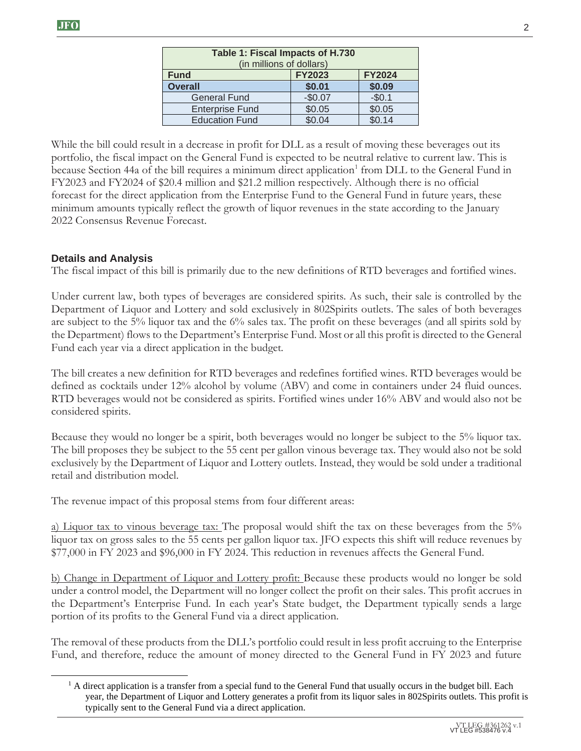| Table 1: Fiscal Impacts of H.730 (in millions of dollars) | | |
|---|---|---|
| **Fund** | **FY2023** | **FY2024** |
| **Overall** | **$0.01** | **$0.09** |
| General Fund | -$0.07 | -$0.1 |
| Enterprise Fund | $0.05 | $0.05 |
| Education Fund | $0.04 | $0.14 |

While the bill could result in a decrease in profit for DLL as a result of moving these beverages out its portfolio, the fiscal impact on the General Fund is expected to be neutral relative to current law. This is because Section 44a of the bill requires a minimum direct application[1] from DLL to the General Fund in FY2023 and FY2024 of $20.4 million and $21.2 million respectively. Although there is no official forecast for the direct application from the Enterprise Fund to the General Fund in future years, these minimum amounts typically reflect the growth of liquor revenues in the state according to the January 2022 Consensus Revenue Forecast.

### Details and Analysis

The fiscal impact of this bill is primarily due to the new definitions of RTD beverages and fortified wines.

Under current law, both types of beverages are considered spirits. As such, their sale is controlled by the Department of Liquor and Lottery and sold exclusively in 802Spirits outlets. The sales of both beverages are subject to the 5% liquor tax and the 6% sales tax. The profit on these beverages (and all spirits sold by the Department) flows to the Department's Enterprise Fund. Most or all this profit is directed to the General Fund each year via a direct application in the budget.

The bill creates a new definition for RTD beverages and redefines fortified wines. RTD beverages would be defined as cocktails under 12% alcohol by volume (ABV) and come in containers under 24 fluid ounces. RTD beverages would not be considered as spirits. Fortified wines under 16% ABV and would also not be considered spirits.

Because they would no longer be a spirit, both beverages would no longer be subject to the 5% liquor tax. The bill proposes they be subject to the 55 cent per gallon vinous beverage tax. They would also not be sold exclusively by the Department of Liquor and Lottery outlets. Instead, they would be sold under a traditional retail and distribution model.

The revenue impact of this proposal stems from four different areas:

a) Liquor tax to vinous beverage tax: The proposal would shift the tax on these beverages from the 5% liquor tax on gross sales to the 55 cents per gallon liquor tax. JFO expects this shift will reduce revenues by $77,000 in FY 2023 and $96,000 in FY 2024. This reduction in revenues affects the General Fund.

b) Change in Department of Liquor and Lottery profit: Because these products would no longer be sold under a control model, the Department will no longer collect the profit on their sales. This profit accrues in the Department's Enterprise Fund. In each year's State budget, the Department typically sends a large portion of its profits to the General Fund via a direct application.

The removal of these products from the DLL's portfolio could result in less profit accruing to the Enterprise Fund, and therefore, reduce the amount of money directed to the General Fund in FY 2023 and future

[1] A direct application is a transfer from a special fund to the General Fund that usually occurs in the budget bill. Each year, the Department of Liquor and Lottery generates a profit from its liquor sales in 802Spirits outlets. This profit is typically sent to the General Fund via a direct application.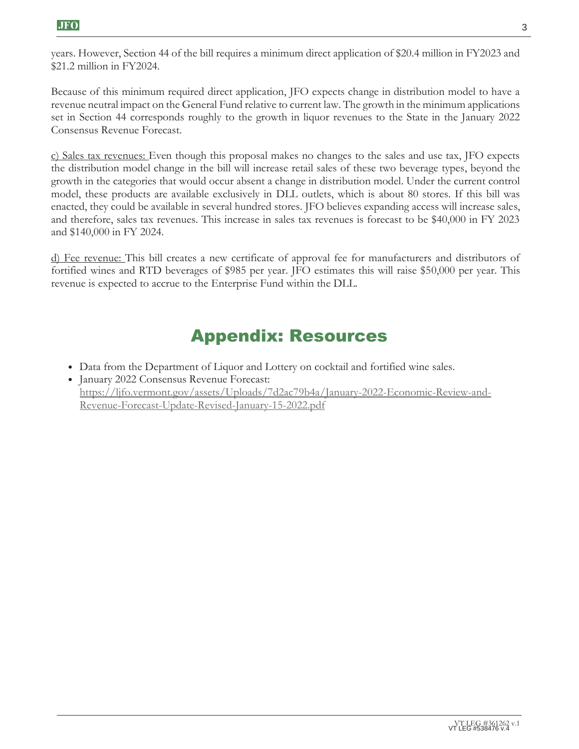years. However, Section 44 of the bill requires a minimum direct application of $20.4 million in FY2023 and $21.2 million in FY2024.

Because of this minimum required direct application, JFO expects change in distribution model to have a revenue neutral impact on the General Fund relative to current law. The growth in the minimum applications set in Section 44 corresponds roughly to the growth in liquor revenues to the State in the January 2022 Consensus Revenue Forecast.

c) Sales tax revenues: Even though this proposal makes no changes to the sales and use tax, JFO expects the distribution model change in the bill will increase retail sales of these two beverage types, beyond the growth in the categories that would occur absent a change in distribution model. Under the current control model, these products are available exclusively in DLL outlets, which is about 80 stores. If this bill was enacted, they could be available in several hundred stores. JFO believes expanding access will increase sales, and therefore, sales tax revenues. This increase in sales tax revenues is forecast to be $40,000 in FY 2023 and $140,000 in FY 2024.

d) Fee revenue: This bill creates a new certificate of approval fee for manufacturers and distributors of fortified wines and RTD beverages of $985 per year. JFO estimates this will raise $50,000 per year. This revenue is expected to accrue to the Enterprise Fund within the DLL.

# Appendix: Resources

- Data from the Department of Liquor and Lottery on cocktail and fortified wine sales.
- January 2022 Consensus Revenue Forecast: https://ljfo.vermont.gov/assets/Uploads/7d2ac79b4a/January-2022-Economic-Review-and-Revenue-Forecast-Update-Revised-January-15-2022.pdf